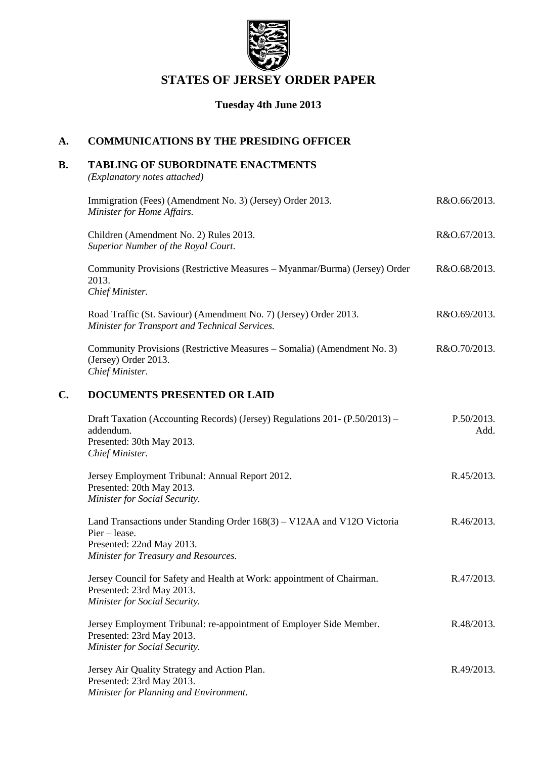# STATES OF JERSEY ORDER PAPER

**Tuesday 4th June 2013**

## A. COMMUNICATIONS BY THE PRESIDING OFFICER

## B. TABLING OF SUBORDINATE ENACTMENTS

*(Explanatory notes attached)*

| | |
|---|---|
| Immigration (Fees) (Amendment No. 3) (Jersey) Order 2013.<br>*Minister for Home Affairs.* | R&O.66/2013. |
| Children (Amendment No. 2) Rules 2013.<br>*Superior Number of the Royal Court.* | R&O.67/2013. |
| Community Provisions (Restrictive Measures – Myanmar/Burma) (Jersey) Order 2013.<br>*Chief Minister.* | R&O.68/2013. |
| Road Traffic (St. Saviour) (Amendment No. 7) (Jersey) Order 2013.<br>*Minister for Transport and Technical Services.* | R&O.69/2013. |
| Community Provisions (Restrictive Measures – Somalia) (Amendment No. 3) (Jersey) Order 2013.<br>*Chief Minister.* | R&O.70/2013. |

## C. DOCUMENTS PRESENTED OR LAID

| | |
|---|---|
| Draft Taxation (Accounting Records) (Jersey) Regulations 201- (P.50/2013) – addendum.<br>Presented: 30th May 2013.<br>*Chief Minister.* | P.50/2013. Add. |
| Jersey Employment Tribunal: Annual Report 2012.<br>Presented: 20th May 2013.<br>*Minister for Social Security.* | R.45/2013. |
| Land Transactions under Standing Order 168(3) – V12AA and V12O Victoria Pier – lease.<br>Presented: 22nd May 2013.<br>*Minister for Treasury and Resources.* | R.46/2013. |
| Jersey Council for Safety and Health at Work: appointment of Chairman.<br>Presented: 23rd May 2013.<br>*Minister for Social Security.* | R.47/2013. |
| Jersey Employment Tribunal: re-appointment of Employer Side Member.<br>Presented: 23rd May 2013.<br>*Minister for Social Security.* | R.48/2013. |
| Jersey Air Quality Strategy and Action Plan.<br>Presented: 23rd May 2013.<br>*Minister for Planning and Environment.* | R.49/2013. |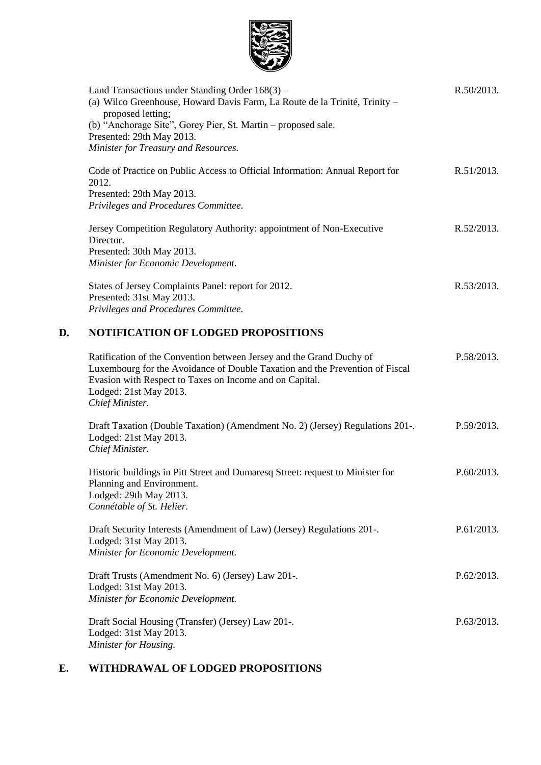Land Transactions under Standing Order 168(3) –
(a) Wilco Greenhouse, Howard Davis Farm, La Route de la Trinité, Trinity – proposed letting;
(b) "Anchorage Site", Gorey Pier, St. Martin – proposed sale.
Presented: 29th May 2013.
*Minister for Treasury and Resources.*
R.50/2013.

Code of Practice on Public Access to Official Information: Annual Report for 2012.
Presented: 29th May 2013.
*Privileges and Procedures Committee.*
R.51/2013.

Jersey Competition Regulatory Authority: appointment of Non-Executive Director.
Presented: 30th May 2013.
*Minister for Economic Development.*
R.52/2013.

States of Jersey Complaints Panel: report for 2012.
Presented: 31st May 2013.
*Privileges and Procedures Committee.*
R.53/2013.

## D. NOTIFICATION OF LODGED PROPOSITIONS

Ratification of the Convention between Jersey and the Grand Duchy of Luxembourg for the Avoidance of Double Taxation and the Prevention of Fiscal Evasion with Respect to Taxes on Income and on Capital.
Lodged: 21st May 2013.
*Chief Minister.*
P.58/2013.

Draft Taxation (Double Taxation) (Amendment No. 2) (Jersey) Regulations 201-.
Lodged: 21st May 2013.
*Chief Minister.*
P.59/2013.

Historic buildings in Pitt Street and Dumaresq Street: request to Minister for Planning and Environment.
Lodged: 29th May 2013.
*Connétable of St. Helier.*
P.60/2013.

Draft Security Interests (Amendment of Law) (Jersey) Regulations 201-.
Lodged: 31st May 2013.
*Minister for Economic Development.*
P.61/2013.

Draft Trusts (Amendment No. 6) (Jersey) Law 201-.
Lodged: 31st May 2013.
*Minister for Economic Development.*
P.62/2013.

Draft Social Housing (Transfer) (Jersey) Law 201-.
Lodged: 31st May 2013.
*Minister for Housing.*
P.63/2013.

## E. WITHDRAWAL OF LODGED PROPOSITIONS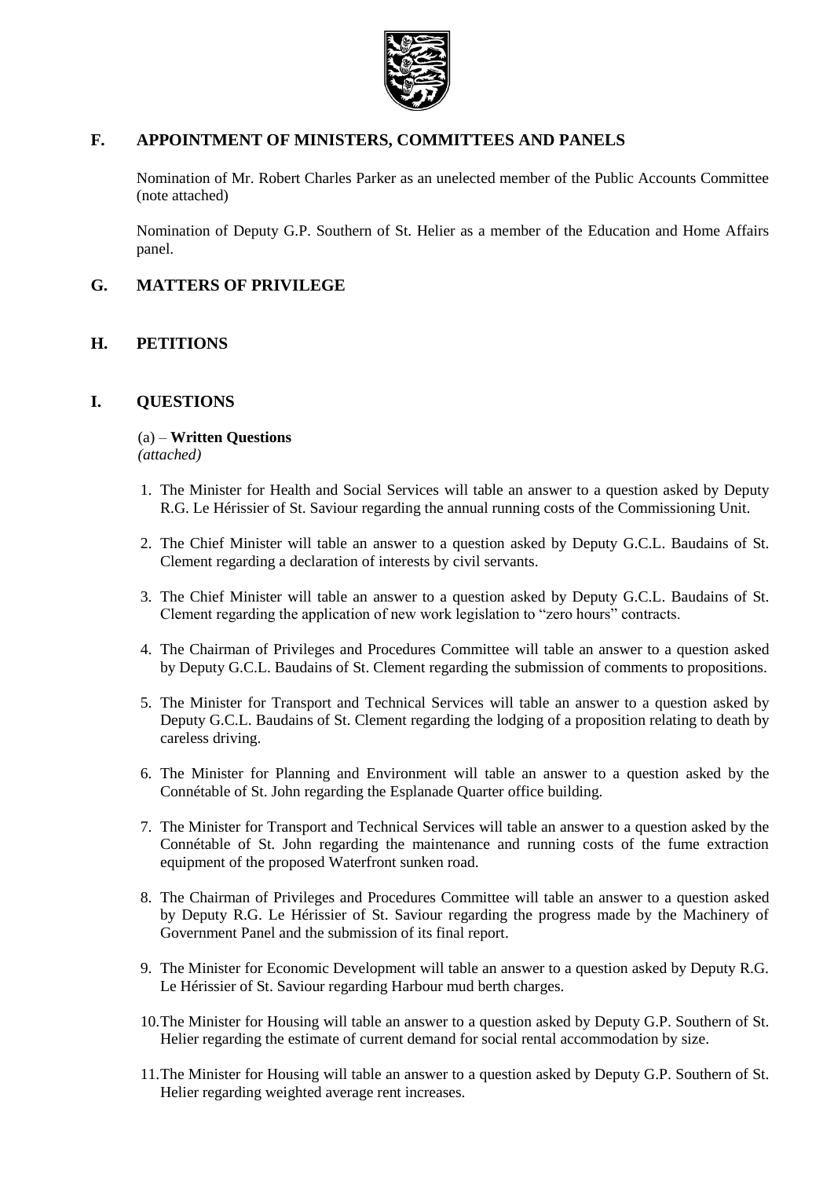## F. APPOINTMENT OF MINISTERS, COMMITTEES AND PANELS

Nomination of Mr. Robert Charles Parker as an unelected member of the Public Accounts Committee (note attached)

Nomination of Deputy G.P. Southern of St. Helier as a member of the Education and Home Affairs panel.

## G. MATTERS OF PRIVILEGE

## H. PETITIONS

## I. QUESTIONS

(a) – **Written Questions**
*(attached)*

1. The Minister for Health and Social Services will table an answer to a question asked by Deputy R.G. Le Hérissier of St. Saviour regarding the annual running costs of the Commissioning Unit.

2. The Chief Minister will table an answer to a question asked by Deputy G.C.L. Baudains of St. Clement regarding a declaration of interests by civil servants.

3. The Chief Minister will table an answer to a question asked by Deputy G.C.L. Baudains of St. Clement regarding the application of new work legislation to "zero hours" contracts.

4. The Chairman of Privileges and Procedures Committee will table an answer to a question asked by Deputy G.C.L. Baudains of St. Clement regarding the submission of comments to propositions.

5. The Minister for Transport and Technical Services will table an answer to a question asked by Deputy G.C.L. Baudains of St. Clement regarding the lodging of a proposition relating to death by careless driving.

6. The Minister for Planning and Environment will table an answer to a question asked by the Connétable of St. John regarding the Esplanade Quarter office building.

7. The Minister for Transport and Technical Services will table an answer to a question asked by the Connétable of St. John regarding the maintenance and running costs of the fume extraction equipment of the proposed Waterfront sunken road.

8. The Chairman of Privileges and Procedures Committee will table an answer to a question asked by Deputy R.G. Le Hérissier of St. Saviour regarding the progress made by the Machinery of Government Panel and the submission of its final report.

9. The Minister for Economic Development will table an answer to a question asked by Deputy R.G. Le Hérissier of St. Saviour regarding Harbour mud berth charges.

10. The Minister for Housing will table an answer to a question asked by Deputy G.P. Southern of St. Helier regarding the estimate of current demand for social rental accommodation by size.

11. The Minister for Housing will table an answer to a question asked by Deputy G.P. Southern of St. Helier regarding weighted average rent increases.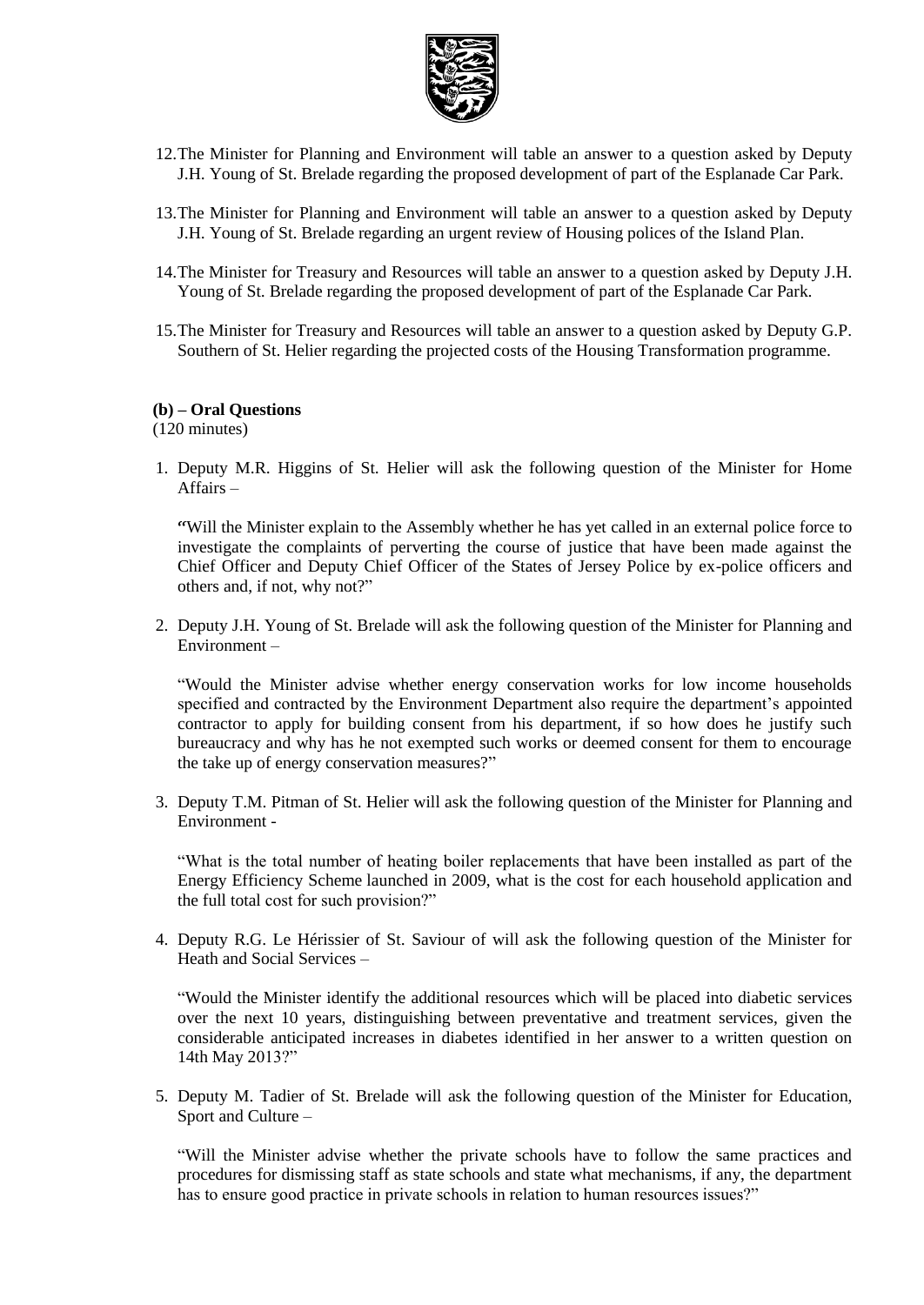12. The Minister for Planning and Environment will table an answer to a question asked by Deputy J.H. Young of St. Brelade regarding the proposed development of part of the Esplanade Car Park.

13. The Minister for Planning and Environment will table an answer to a question asked by Deputy J.H. Young of St. Brelade regarding an urgent review of Housing polices of the Island Plan.

14. The Minister for Treasury and Resources will table an answer to a question asked by Deputy J.H. Young of St. Brelade regarding the proposed development of part of the Esplanade Car Park.

15. The Minister for Treasury and Resources will table an answer to a question asked by Deputy G.P. Southern of St. Helier regarding the projected costs of the Housing Transformation programme.

**(b) – Oral Questions**
(120 minutes)

1. Deputy M.R. Higgins of St. Helier will ask the following question of the Minister for Home Affairs –

   "Will the Minister explain to the Assembly whether he has yet called in an external police force to investigate the complaints of perverting the course of justice that have been made against the Chief Officer and Deputy Chief Officer of the States of Jersey Police by ex-police officers and others and, if not, why not?"

2. Deputy J.H. Young of St. Brelade will ask the following question of the Minister for Planning and Environment –

   "Would the Minister advise whether energy conservation works for low income households specified and contracted by the Environment Department also require the department's appointed contractor to apply for building consent from his department, if so how does he justify such bureaucracy and why has he not exempted such works or deemed consent for them to encourage the take up of energy conservation measures?"

3. Deputy T.M. Pitman of St. Helier will ask the following question of the Minister for Planning and Environment -

   "What is the total number of heating boiler replacements that have been installed as part of the Energy Efficiency Scheme launched in 2009, what is the cost for each household application and the full total cost for such provision?"

4. Deputy R.G. Le Hérissier of St. Saviour of will ask the following question of the Minister for Heath and Social Services –

   "Would the Minister identify the additional resources which will be placed into diabetic services over the next 10 years, distinguishing between preventative and treatment services, given the considerable anticipated increases in diabetes identified in her answer to a written question on 14th May 2013?"

5. Deputy M. Tadier of St. Brelade will ask the following question of the Minister for Education, Sport and Culture –

   "Will the Minister advise whether the private schools have to follow the same practices and procedures for dismissing staff as state schools and state what mechanisms, if any, the department has to ensure good practice in private schools in relation to human resources issues?"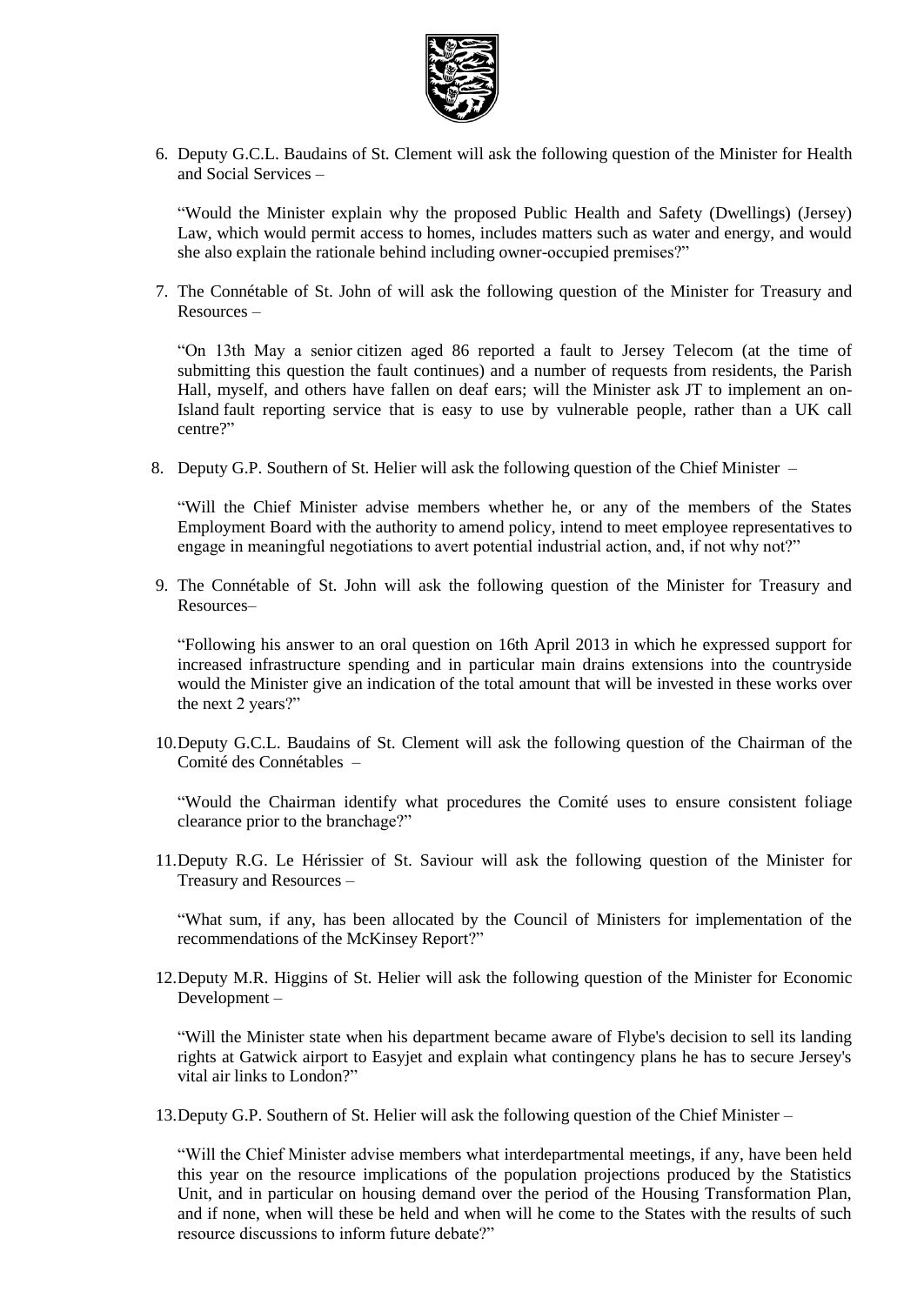6. Deputy G.C.L. Baudains of St. Clement will ask the following question of the Minister for Health and Social Services –

   "Would the Minister explain why the proposed Public Health and Safety (Dwellings) (Jersey) Law, which would permit access to homes, includes matters such as water and energy, and would she also explain the rationale behind including owner-occupied premises?"

7. The Connétable of St. John of will ask the following question of the Minister for Treasury and Resources –

   "On 13th May a senior citizen aged 86 reported a fault to Jersey Telecom (at the time of submitting this question the fault continues) and a number of requests from residents, the Parish Hall, myself, and others have fallen on deaf ears; will the Minister ask JT to implement an on-Island fault reporting service that is easy to use by vulnerable people, rather than a UK call centre?"

8. Deputy G.P. Southern of St. Helier will ask the following question of the Chief Minister –

   "Will the Chief Minister advise members whether he, or any of the members of the States Employment Board with the authority to amend policy, intend to meet employee representatives to engage in meaningful negotiations to avert potential industrial action, and, if not why not?"

9. The Connétable of St. John will ask the following question of the Minister for Treasury and Resources–

   "Following his answer to an oral question on 16th April 2013 in which he expressed support for increased infrastructure spending and in particular main drains extensions into the countryside would the Minister give an indication of the total amount that will be invested in these works over the next 2 years?"

10. Deputy G.C.L. Baudains of St. Clement will ask the following question of the Chairman of the Comité des Connétables –

    "Would the Chairman identify what procedures the Comité uses to ensure consistent foliage clearance prior to the branchage?"

11. Deputy R.G. Le Hérissier of St. Saviour will ask the following question of the Minister for Treasury and Resources –

    "What sum, if any, has been allocated by the Council of Ministers for implementation of the recommendations of the McKinsey Report?"

12. Deputy M.R. Higgins of St. Helier will ask the following question of the Minister for Economic Development –

    "Will the Minister state when his department became aware of Flybe's decision to sell its landing rights at Gatwick airport to Easyjet and explain what contingency plans he has to secure Jersey's vital air links to London?"

13. Deputy G.P. Southern of St. Helier will ask the following question of the Chief Minister –

    "Will the Chief Minister advise members what interdepartmental meetings, if any, have been held this year on the resource implications of the population projections produced by the Statistics Unit, and in particular on housing demand over the period of the Housing Transformation Plan, and if none, when will these be held and when will he come to the States with the results of such resource discussions to inform future debate?"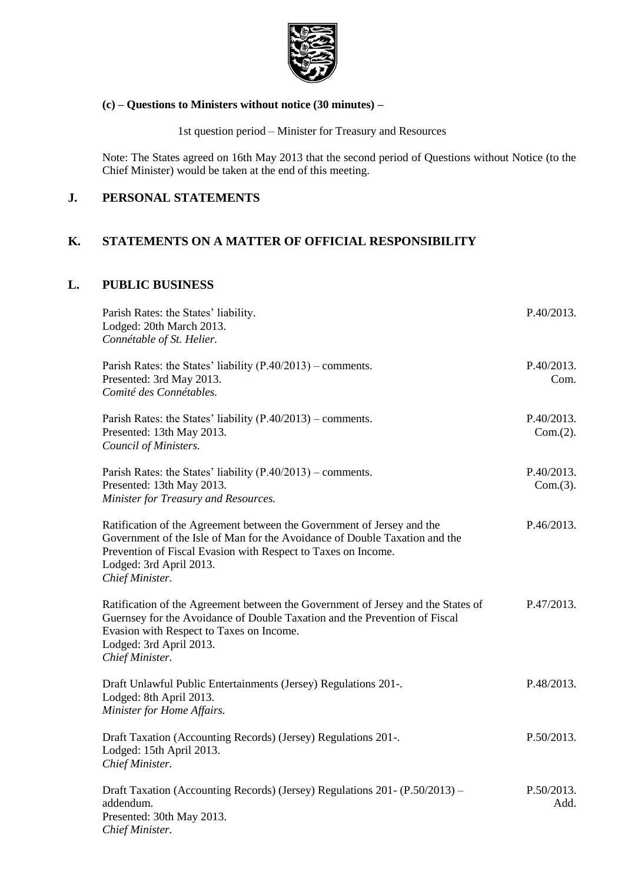**(c) – Questions to Ministers without notice (30 minutes) –**

1st question period – Minister for Treasury and Resources

Note: The States agreed on 16th May 2013 that the second period of Questions without Notice (to the Chief Minister) would be taken at the end of this meeting.

## J. PERSONAL STATEMENTS

## K. STATEMENTS ON A MATTER OF OFFICIAL RESPONSIBILITY

## L. PUBLIC BUSINESS

| | |
|---|---|
| Parish Rates: the States' liability.<br>Lodged: 20th March 2013.<br>*Connétable of St. Helier.* | P.40/2013. |
| Parish Rates: the States' liability (P.40/2013) – comments.<br>Presented: 3rd May 2013.<br>*Comité des Connétables.* | P.40/2013.<br>Com. |
| Parish Rates: the States' liability (P.40/2013) – comments.<br>Presented: 13th May 2013.<br>*Council of Ministers.* | P.40/2013.<br>Com.(2). |
| Parish Rates: the States' liability (P.40/2013) – comments.<br>Presented: 13th May 2013.<br>*Minister for Treasury and Resources.* | P.40/2013.<br>Com.(3). |
| Ratification of the Agreement between the Government of Jersey and the Government of the Isle of Man for the Avoidance of Double Taxation and the Prevention of Fiscal Evasion with Respect to Taxes on Income.<br>Lodged: 3rd April 2013.<br>*Chief Minister.* | P.46/2013. |
| Ratification of the Agreement between the Government of Jersey and the States of Guernsey for the Avoidance of Double Taxation and the Prevention of Fiscal Evasion with Respect to Taxes on Income.<br>Lodged: 3rd April 2013.<br>*Chief Minister.* | P.47/2013. |
| Draft Unlawful Public Entertainments (Jersey) Regulations 201-.<br>Lodged: 8th April 2013.<br>*Minister for Home Affairs.* | P.48/2013. |
| Draft Taxation (Accounting Records) (Jersey) Regulations 201-.<br>Lodged: 15th April 2013.<br>*Chief Minister.* | P.50/2013. |
| Draft Taxation (Accounting Records) (Jersey) Regulations 201- (P.50/2013) – addendum.<br>Presented: 30th May 2013.<br>*Chief Minister.* | P.50/2013.<br>Add. |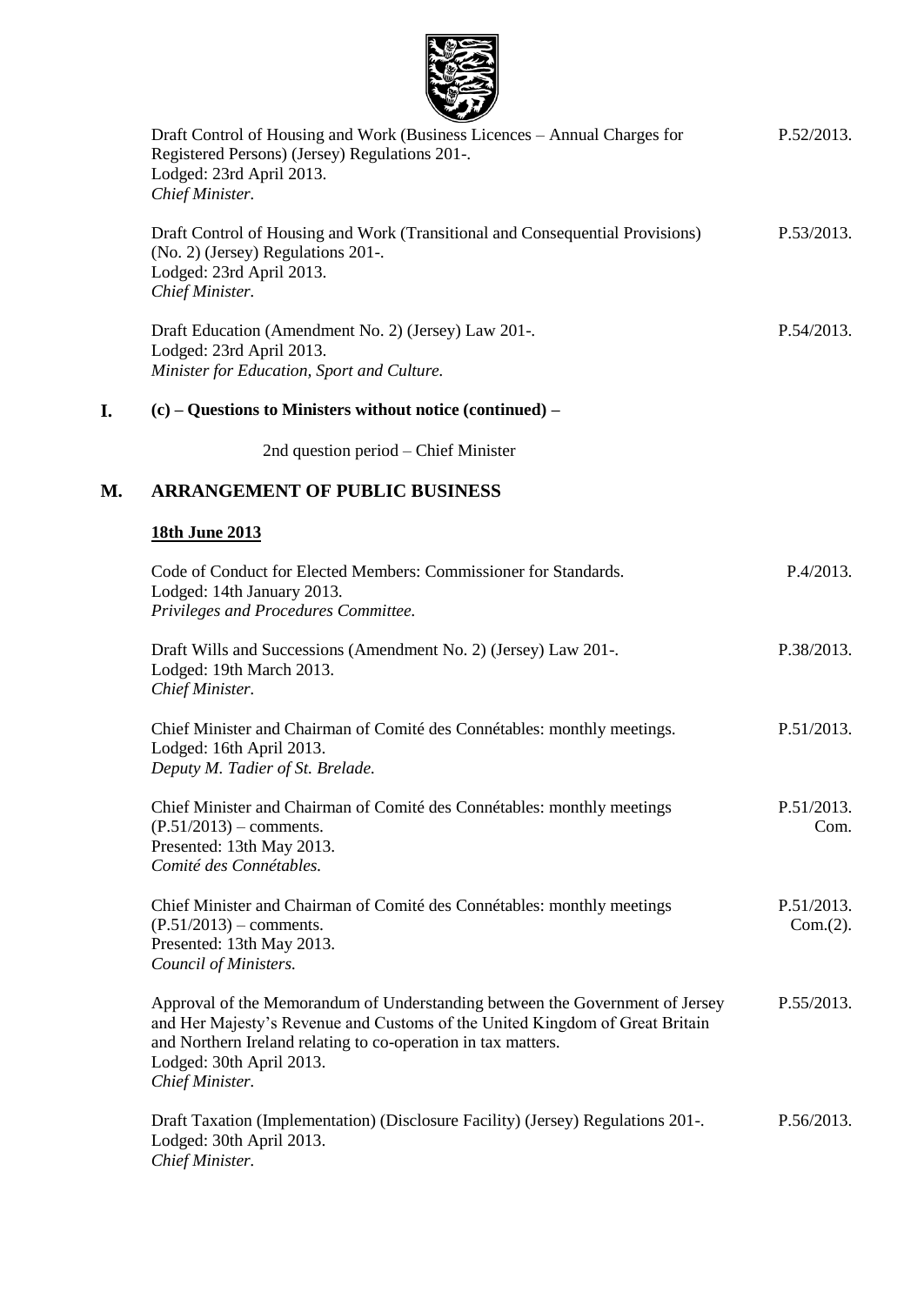Draft Control of Housing and Work (Business Licences – Annual Charges for Registered Persons) (Jersey) Regulations 201-.
Lodged: 23rd April 2013.
*Chief Minister.*
P.52/2013.

Draft Control of Housing and Work (Transitional and Consequential Provisions) (No. 2) (Jersey) Regulations 201-.
Lodged: 23rd April 2013.
*Chief Minister.*
P.53/2013.

Draft Education (Amendment No. 2) (Jersey) Law 201-.
Lodged: 23rd April 2013.
*Minister for Education, Sport and Culture.*
P.54/2013.

## I. (c) – Questions to Ministers without notice (continued) –

2nd question period – Chief Minister

## M. ARRANGEMENT OF PUBLIC BUSINESS

**18th June 2013**

Code of Conduct for Elected Members: Commissioner for Standards.
Lodged: 14th January 2013.
*Privileges and Procedures Committee.*
P.4/2013.

Draft Wills and Successions (Amendment No. 2) (Jersey) Law 201-.
Lodged: 19th March 2013.
*Chief Minister.*
P.38/2013.

Chief Minister and Chairman of Comité des Connétables: monthly meetings.
Lodged: 16th April 2013.
*Deputy M. Tadier of St. Brelade.*
P.51/2013.

Chief Minister and Chairman of Comité des Connétables: monthly meetings (P.51/2013) – comments.
Presented: 13th May 2013.
*Comité des Connétables.*
P.51/2013. Com.

Chief Minister and Chairman of Comité des Connétables: monthly meetings (P.51/2013) – comments.
Presented: 13th May 2013.
*Council of Ministers.*
P.51/2013. Com.(2).

Approval of the Memorandum of Understanding between the Government of Jersey and Her Majesty's Revenue and Customs of the United Kingdom of Great Britain and Northern Ireland relating to co-operation in tax matters.
Lodged: 30th April 2013.
*Chief Minister.*
P.55/2013.

Draft Taxation (Implementation) (Disclosure Facility) (Jersey) Regulations 201-.
Lodged: 30th April 2013.
*Chief Minister.*
P.56/2013.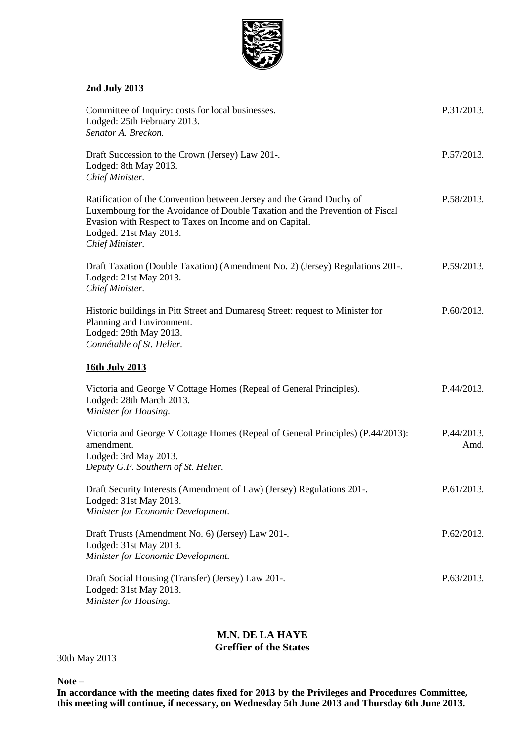**2nd July 2013**

Committee of Inquiry: costs for local businesses. P.31/2013.
Lodged: 25th February 2013.
*Senator A. Breckon.*

Draft Succession to the Crown (Jersey) Law 201-. P.57/2013.
Lodged: 8th May 2013.
*Chief Minister.*

Ratification of the Convention between Jersey and the Grand Duchy of Luxembourg for the Avoidance of Double Taxation and the Prevention of Fiscal Evasion with Respect to Taxes on Income and on Capital. P.58/2013.
Lodged: 21st May 2013.
*Chief Minister.*

Draft Taxation (Double Taxation) (Amendment No. 2) (Jersey) Regulations 201-. P.59/2013.
Lodged: 21st May 2013.
*Chief Minister.*

Historic buildings in Pitt Street and Dumaresq Street: request to Minister for Planning and Environment. P.60/2013.
Lodged: 29th May 2013.
*Connétable of St. Helier.*

**16th July 2013**

Victoria and George V Cottage Homes (Repeal of General Principles). P.44/2013.
Lodged: 28th March 2013.
*Minister for Housing.*

Victoria and George V Cottage Homes (Repeal of General Principles) (P.44/2013): amendment. P.44/2013. Amd.
Lodged: 3rd May 2013.
*Deputy G.P. Southern of St. Helier.*

Draft Security Interests (Amendment of Law) (Jersey) Regulations 201-. P.61/2013.
Lodged: 31st May 2013.
*Minister for Economic Development.*

Draft Trusts (Amendment No. 6) (Jersey) Law 201-. P.62/2013.
Lodged: 31st May 2013.
*Minister for Economic Development.*

Draft Social Housing (Transfer) (Jersey) Law 201-. P.63/2013.
Lodged: 31st May 2013.
*Minister for Housing.*

**M.N. DE LA HAYE**
**Greffier of the States**

30th May 2013

**Note –**
**In accordance with the meeting dates fixed for 2013 by the Privileges and Procedures Committee, this meeting will continue, if necessary, on Wednesday 5th June 2013 and Thursday 6th June 2013.**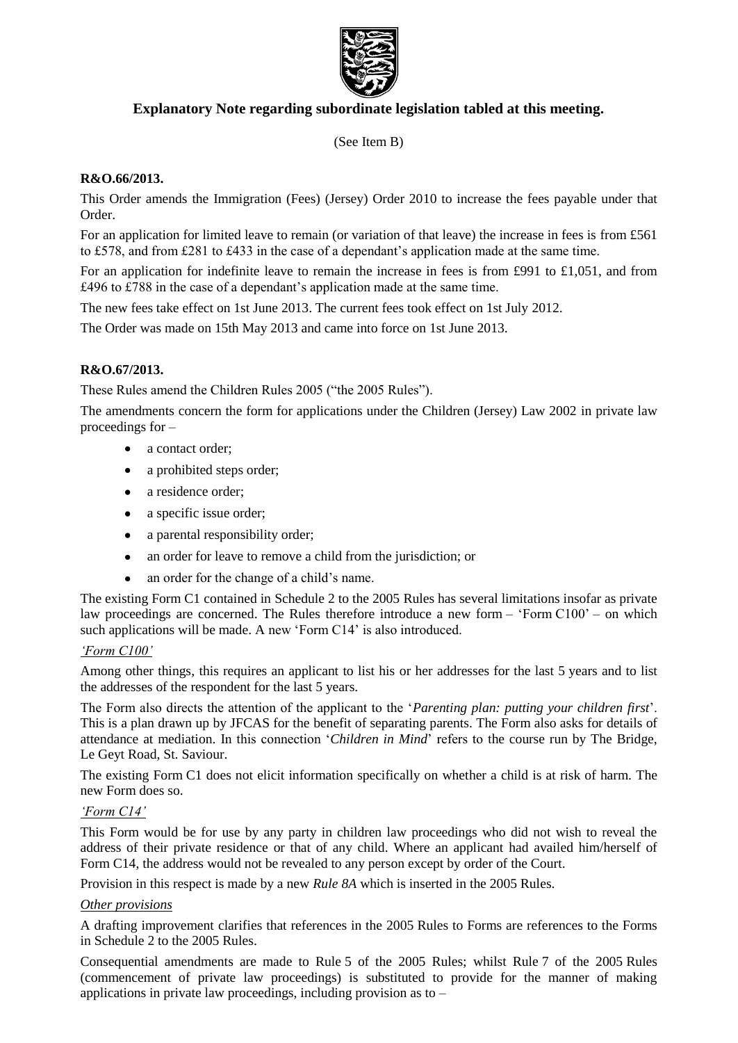## Explanatory Note regarding subordinate legislation tabled at this meeting.

(See Item B)

**R&O.66/2013.**

This Order amends the Immigration (Fees) (Jersey) Order 2010 to increase the fees payable under that Order.

For an application for limited leave to remain (or variation of that leave) the increase in fees is from £561 to £578, and from £281 to £433 in the case of a dependant's application made at the same time.

For an application for indefinite leave to remain the increase in fees is from £991 to £1,051, and from £496 to £788 in the case of a dependant's application made at the same time.

The new fees take effect on 1st June 2013. The current fees took effect on 1st July 2012.

The Order was made on 15th May 2013 and came into force on 1st June 2013.

**R&O.67/2013.**

These Rules amend the Children Rules 2005 ("the 2005 Rules").

The amendments concern the form for applications under the Children (Jersey) Law 2002 in private law proceedings for –

- a contact order;
- a prohibited steps order;
- a residence order;
- a specific issue order;
- a parental responsibility order;
- an order for leave to remove a child from the jurisdiction; or
- an order for the change of a child's name.

The existing Form C1 contained in Schedule 2 to the 2005 Rules has several limitations insofar as private law proceedings are concerned. The Rules therefore introduce a new form – 'Form C100' – on which such applications will be made. A new 'Form C14' is also introduced.

*'Form C100'*

Among other things, this requires an applicant to list his or her addresses for the last 5 years and to list the addresses of the respondent for the last 5 years.

The Form also directs the attention of the applicant to the '*Parenting plan: putting your children first*'. This is a plan drawn up by JFCAS for the benefit of separating parents. The Form also asks for details of attendance at mediation. In this connection '*Children in Mind*' refers to the course run by The Bridge, Le Geyt Road, St. Saviour.

The existing Form C1 does not elicit information specifically on whether a child is at risk of harm. The new Form does so.

*'Form C14'*

This Form would be for use by any party in children law proceedings who did not wish to reveal the address of their private residence or that of any child. Where an applicant had availed him/herself of Form C14, the address would not be revealed to any person except by order of the Court.

Provision in this respect is made by a new *Rule 8A* which is inserted in the 2005 Rules.

*Other provisions*

A drafting improvement clarifies that references in the 2005 Rules to Forms are references to the Forms in Schedule 2 to the 2005 Rules.

Consequential amendments are made to Rule 5 of the 2005 Rules; whilst Rule 7 of the 2005 Rules (commencement of private law proceedings) is substituted to provide for the manner of making applications in private law proceedings, including provision as to –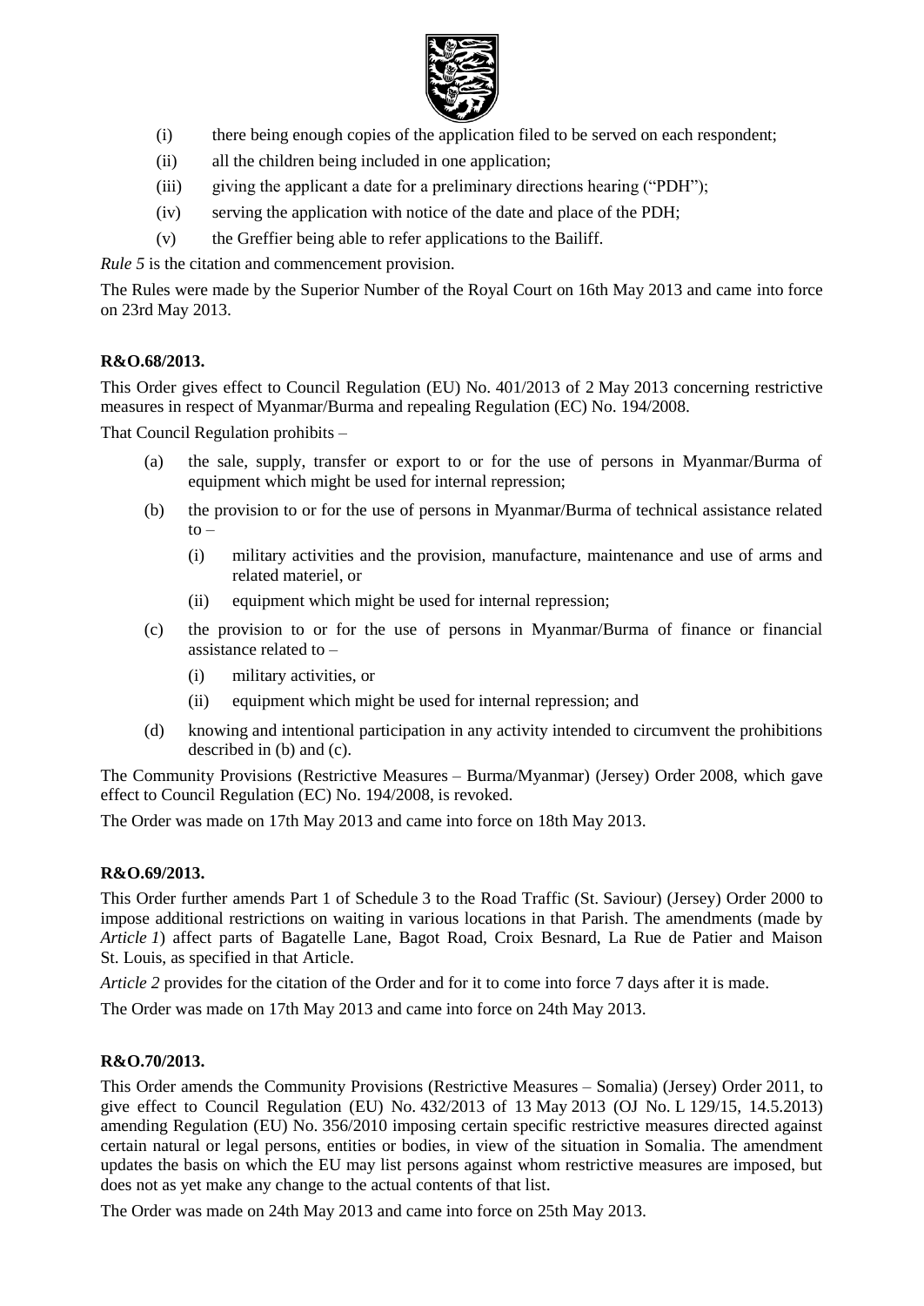- (i) there being enough copies of the application filed to be served on each respondent;
- (ii) all the children being included in one application;
- (iii) giving the applicant a date for a preliminary directions hearing ("PDH");
- (iv) serving the application with notice of the date and place of the PDH;
- (v) the Greffier being able to refer applications to the Bailiff.

*Rule 5* is the citation and commencement provision.

The Rules were made by the Superior Number of the Royal Court on 16th May 2013 and came into force on 23rd May 2013.

**R&O.68/2013.**

This Order gives effect to Council Regulation (EU) No. 401/2013 of 2 May 2013 concerning restrictive measures in respect of Myanmar/Burma and repealing Regulation (EC) No. 194/2008.

That Council Regulation prohibits –

- (a) the sale, supply, transfer or export to or for the use of persons in Myanmar/Burma of equipment which might be used for internal repression;
- (b) the provision to or for the use of persons in Myanmar/Burma of technical assistance related to –
  - (i) military activities and the provision, manufacture, maintenance and use of arms and related materiel, or
  - (ii) equipment which might be used for internal repression;
- (c) the provision to or for the use of persons in Myanmar/Burma of finance or financial assistance related to –
  - (i) military activities, or
  - (ii) equipment which might be used for internal repression; and
- (d) knowing and intentional participation in any activity intended to circumvent the prohibitions described in (b) and (c).

The Community Provisions (Restrictive Measures – Burma/Myanmar) (Jersey) Order 2008, which gave effect to Council Regulation (EC) No. 194/2008, is revoked.

The Order was made on 17th May 2013 and came into force on 18th May 2013.

**R&O.69/2013.**

This Order further amends Part 1 of Schedule 3 to the Road Traffic (St. Saviour) (Jersey) Order 2000 to impose additional restrictions on waiting in various locations in that Parish. The amendments (made by *Article 1*) affect parts of Bagatelle Lane, Bagot Road, Croix Besnard, La Rue de Patier and Maison St. Louis, as specified in that Article.

*Article 2* provides for the citation of the Order and for it to come into force 7 days after it is made.

The Order was made on 17th May 2013 and came into force on 24th May 2013.

**R&O.70/2013.**

This Order amends the Community Provisions (Restrictive Measures – Somalia) (Jersey) Order 2011, to give effect to Council Regulation (EU) No. 432/2013 of 13 May 2013 (OJ No. L 129/15, 14.5.2013) amending Regulation (EU) No. 356/2010 imposing certain specific restrictive measures directed against certain natural or legal persons, entities or bodies, in view of the situation in Somalia. The amendment updates the basis on which the EU may list persons against whom restrictive measures are imposed, but does not as yet make any change to the actual contents of that list.

The Order was made on 24th May 2013 and came into force on 25th May 2013.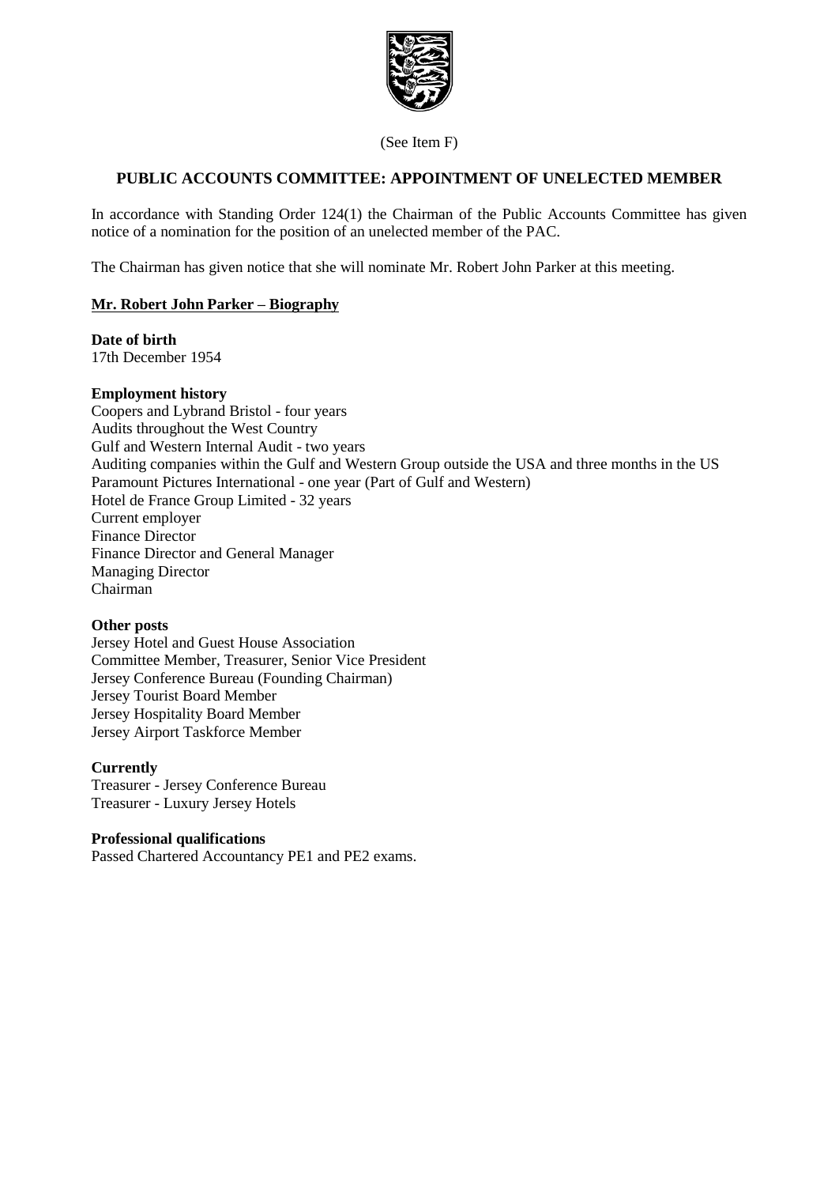(See Item F)

## PUBLIC ACCOUNTS COMMITTEE: APPOINTMENT OF UNELECTED MEMBER

In accordance with Standing Order 124(1) the Chairman of the Public Accounts Committee has given notice of a nomination for the position of an unelected member of the PAC.

The Chairman has given notice that she will nominate Mr. Robert John Parker at this meeting.

### Mr. Robert John Parker – Biography

**Date of birth**
17th December 1954

**Employment history**
Coopers and Lybrand Bristol - four years
Audits throughout the West Country
Gulf and Western Internal Audit - two years
Auditing companies within the Gulf and Western Group outside the USA and three months in the US
Paramount Pictures International - one year (Part of Gulf and Western)
Hotel de France Group Limited - 32 years
Current employer
Finance Director
Finance Director and General Manager
Managing Director
Chairman

**Other posts**
Jersey Hotel and Guest House Association
Committee Member, Treasurer, Senior Vice President
Jersey Conference Bureau (Founding Chairman)
Jersey Tourist Board Member
Jersey Hospitality Board Member
Jersey Airport Taskforce Member

**Currently**
Treasurer - Jersey Conference Bureau
Treasurer - Luxury Jersey Hotels

**Professional qualifications**
Passed Chartered Accountancy PE1 and PE2 exams.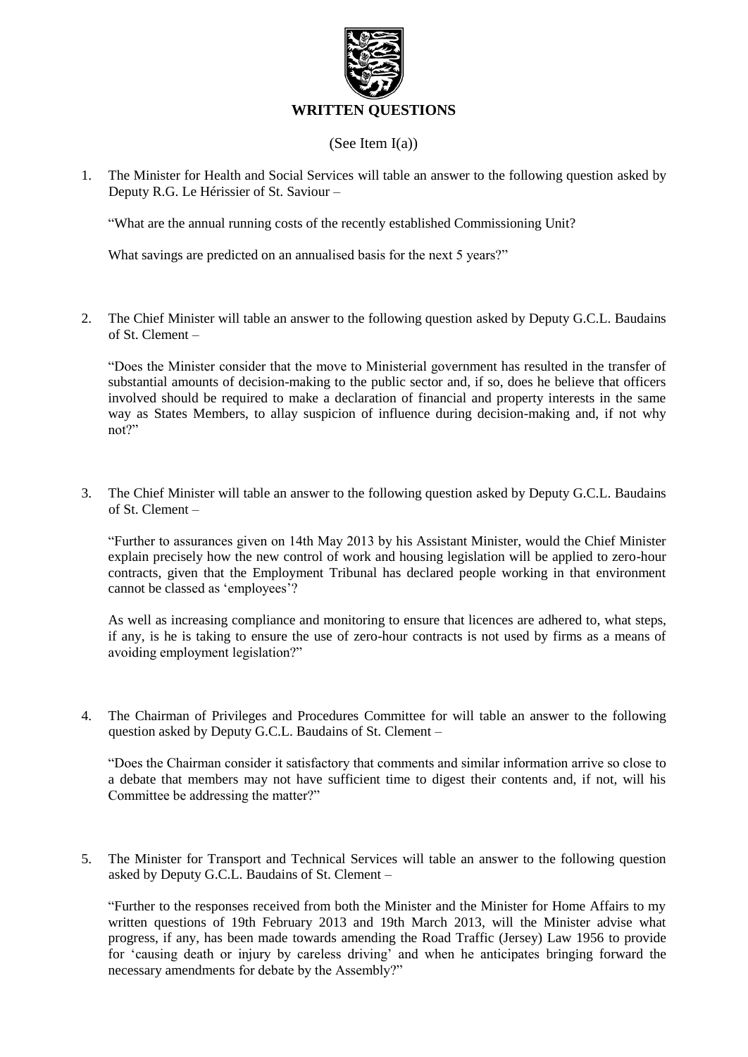# WRITTEN QUESTIONS

(See Item I(a))

1. The Minister for Health and Social Services will table an answer to the following question asked by Deputy R.G. Le Hérissier of St. Saviour –

   "What are the annual running costs of the recently established Commissioning Unit?

   What savings are predicted on an annualised basis for the next 5 years?"

2. The Chief Minister will table an answer to the following question asked by Deputy G.C.L. Baudains of St. Clement –

   "Does the Minister consider that the move to Ministerial government has resulted in the transfer of substantial amounts of decision-making to the public sector and, if so, does he believe that officers involved should be required to make a declaration of financial and property interests in the same way as States Members, to allay suspicion of influence during decision-making and, if not why not?"

3. The Chief Minister will table an answer to the following question asked by Deputy G.C.L. Baudains of St. Clement –

   "Further to assurances given on 14th May 2013 by his Assistant Minister, would the Chief Minister explain precisely how the new control of work and housing legislation will be applied to zero-hour contracts, given that the Employment Tribunal has declared people working in that environment cannot be classed as 'employees'?

   As well as increasing compliance and monitoring to ensure that licences are adhered to, what steps, if any, is he is taking to ensure the use of zero-hour contracts is not used by firms as a means of avoiding employment legislation?"

4. The Chairman of Privileges and Procedures Committee for will table an answer to the following question asked by Deputy G.C.L. Baudains of St. Clement –

   "Does the Chairman consider it satisfactory that comments and similar information arrive so close to a debate that members may not have sufficient time to digest their contents and, if not, will his Committee be addressing the matter?"

5. The Minister for Transport and Technical Services will table an answer to the following question asked by Deputy G.C.L. Baudains of St. Clement –

   "Further to the responses received from both the Minister and the Minister for Home Affairs to my written questions of 19th February 2013 and 19th March 2013, will the Minister advise what progress, if any, has been made towards amending the Road Traffic (Jersey) Law 1956 to provide for 'causing death or injury by careless driving' and when he anticipates bringing forward the necessary amendments for debate by the Assembly?"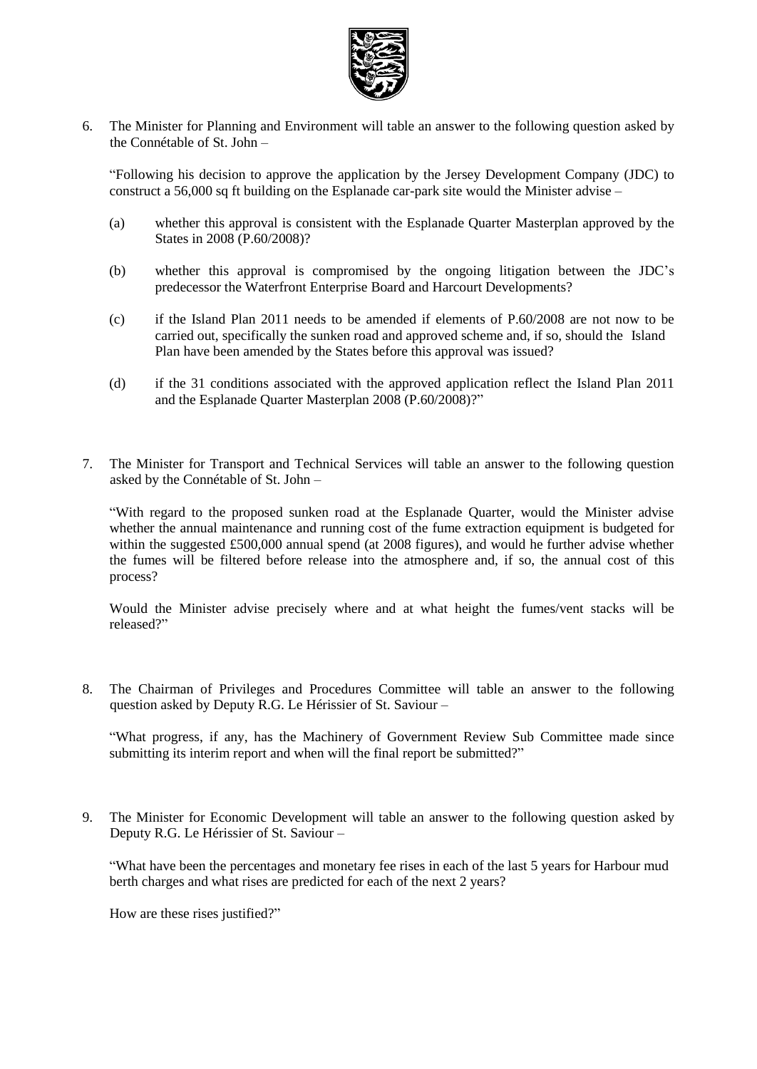6. The Minister for Planning and Environment will table an answer to the following question asked by the Connétable of St. John –

   "Following his decision to approve the application by the Jersey Development Company (JDC) to construct a 56,000 sq ft building on the Esplanade car-park site would the Minister advise –

   (a) whether this approval is consistent with the Esplanade Quarter Masterplan approved by the States in 2008 (P.60/2008)?

   (b) whether this approval is compromised by the ongoing litigation between the JDC's predecessor the Waterfront Enterprise Board and Harcourt Developments?

   (c) if the Island Plan 2011 needs to be amended if elements of P.60/2008 are not now to be carried out, specifically the sunken road and approved scheme and, if so, should the Island Plan have been amended by the States before this approval was issued?

   (d) if the 31 conditions associated with the approved application reflect the Island Plan 2011 and the Esplanade Quarter Masterplan 2008 (P.60/2008)?"

7. The Minister for Transport and Technical Services will table an answer to the following question asked by the Connétable of St. John –

   "With regard to the proposed sunken road at the Esplanade Quarter, would the Minister advise whether the annual maintenance and running cost of the fume extraction equipment is budgeted for within the suggested £500,000 annual spend (at 2008 figures), and would he further advise whether the fumes will be filtered before release into the atmosphere and, if so, the annual cost of this process?

   Would the Minister advise precisely where and at what height the fumes/vent stacks will be released?"

8. The Chairman of Privileges and Procedures Committee will table an answer to the following question asked by Deputy R.G. Le Hérissier of St. Saviour –

   "What progress, if any, has the Machinery of Government Review Sub Committee made since submitting its interim report and when will the final report be submitted?"

9. The Minister for Economic Development will table an answer to the following question asked by Deputy R.G. Le Hérissier of St. Saviour –

   "What have been the percentages and monetary fee rises in each of the last 5 years for Harbour mud berth charges and what rises are predicted for each of the next 2 years?

   How are these rises justified?"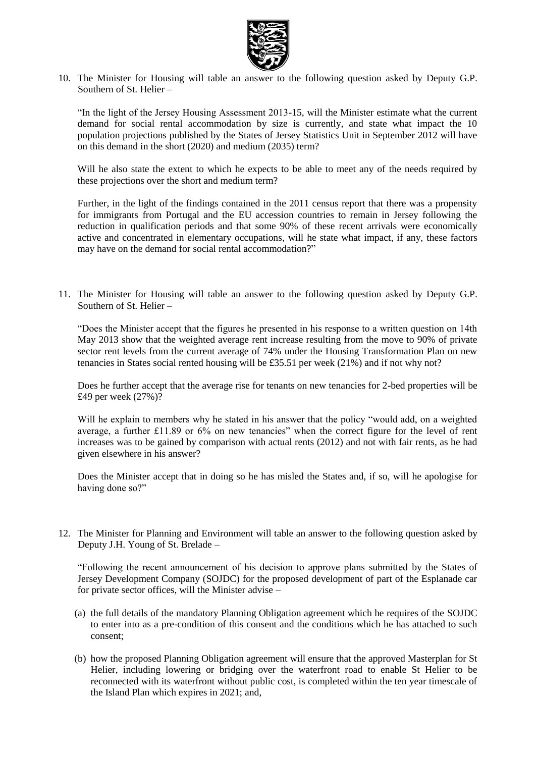10. The Minister for Housing will table an answer to the following question asked by Deputy G.P. Southern of St. Helier –

    "In the light of the Jersey Housing Assessment 2013-15, will the Minister estimate what the current demand for social rental accommodation by size is currently, and state what impact the 10 population projections published by the States of Jersey Statistics Unit in September 2012 will have on this demand in the short (2020) and medium (2035) term?

    Will he also state the extent to which he expects to be able to meet any of the needs required by these projections over the short and medium term?

    Further, in the light of the findings contained in the 2011 census report that there was a propensity for immigrants from Portugal and the EU accession countries to remain in Jersey following the reduction in qualification periods and that some 90% of these recent arrivals were economically active and concentrated in elementary occupations, will he state what impact, if any, these factors may have on the demand for social rental accommodation?"

11. The Minister for Housing will table an answer to the following question asked by Deputy G.P. Southern of St. Helier –

    "Does the Minister accept that the figures he presented in his response to a written question on 14th May 2013 show that the weighted average rent increase resulting from the move to 90% of private sector rent levels from the current average of 74% under the Housing Transformation Plan on new tenancies in States social rented housing will be £35.51 per week (21%) and if not why not?

    Does he further accept that the average rise for tenants on new tenancies for 2-bed properties will be £49 per week (27%)?

    Will he explain to members why he stated in his answer that the policy "would add, on a weighted average, a further £11.89 or 6% on new tenancies" when the correct figure for the level of rent increases was to be gained by comparison with actual rents (2012) and not with fair rents, as he had given elsewhere in his answer?

    Does the Minister accept that in doing so he has misled the States and, if so, will he apologise for having done so?"

12. The Minister for Planning and Environment will table an answer to the following question asked by Deputy J.H. Young of St. Brelade –

    "Following the recent announcement of his decision to approve plans submitted by the States of Jersey Development Company (SOJDC) for the proposed development of part of the Esplanade car for private sector offices, will the Minister advise –

    (a) the full details of the mandatory Planning Obligation agreement which he requires of the SOJDC to enter into as a pre-condition of this consent and the conditions which he has attached to such consent;

    (b) how the proposed Planning Obligation agreement will ensure that the approved Masterplan for St Helier, including lowering or bridging over the waterfront road to enable St Helier to be reconnected with its waterfront without public cost, is completed within the ten year timescale of the Island Plan which expires in 2021; and,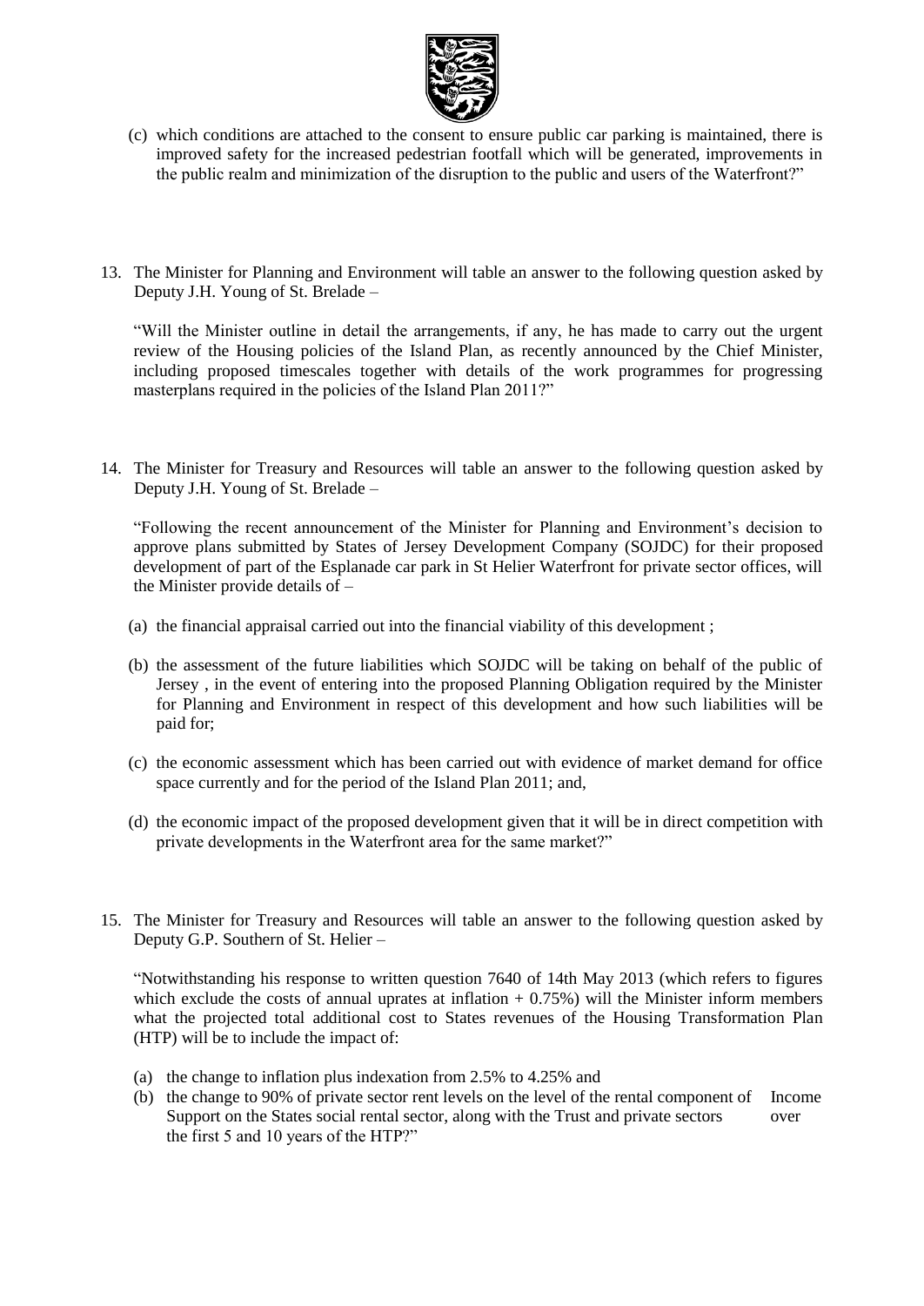(c) which conditions are attached to the consent to ensure public car parking is maintained, there is improved safety for the increased pedestrian footfall which will be generated, improvements in the public realm and minimization of the disruption to the public and users of the Waterfront?"

13. The Minister for Planning and Environment will table an answer to the following question asked by Deputy J.H. Young of St. Brelade –

"Will the Minister outline in detail the arrangements, if any, he has made to carry out the urgent review of the Housing policies of the Island Plan, as recently announced by the Chief Minister, including proposed timescales together with details of the work programmes for progressing masterplans required in the policies of the Island Plan 2011?"

14. The Minister for Treasury and Resources will table an answer to the following question asked by Deputy J.H. Young of St. Brelade –

"Following the recent announcement of the Minister for Planning and Environment's decision to approve plans submitted by States of Jersey Development Company (SOJDC) for their proposed development of part of the Esplanade car park in St Helier Waterfront for private sector offices, will the Minister provide details of –

(a) the financial appraisal carried out into the financial viability of this development ;

(b) the assessment of the future liabilities which SOJDC will be taking on behalf of the public of Jersey , in the event of entering into the proposed Planning Obligation required by the Minister for Planning and Environment in respect of this development and how such liabilities will be paid for;

(c) the economic assessment which has been carried out with evidence of market demand for office space currently and for the period of the Island Plan 2011; and,

(d) the economic impact of the proposed development given that it will be in direct competition with private developments in the Waterfront area for the same market?"

15. The Minister for Treasury and Resources will table an answer to the following question asked by Deputy G.P. Southern of St. Helier –

"Notwithstanding his response to written question 7640 of 14th May 2013 (which refers to figures which exclude the costs of annual uprates at inflation + 0.75%) will the Minister inform members what the projected total additional cost to States revenues of the Housing Transformation Plan (HTP) will be to include the impact of:

(a) the change to inflation plus indexation from 2.5% to 4.25% and
(b) the change to 90% of private sector rent levels on the level of the rental component of Income Support on the States social rental sector, along with the Trust and private sectors over the first 5 and 10 years of the HTP?"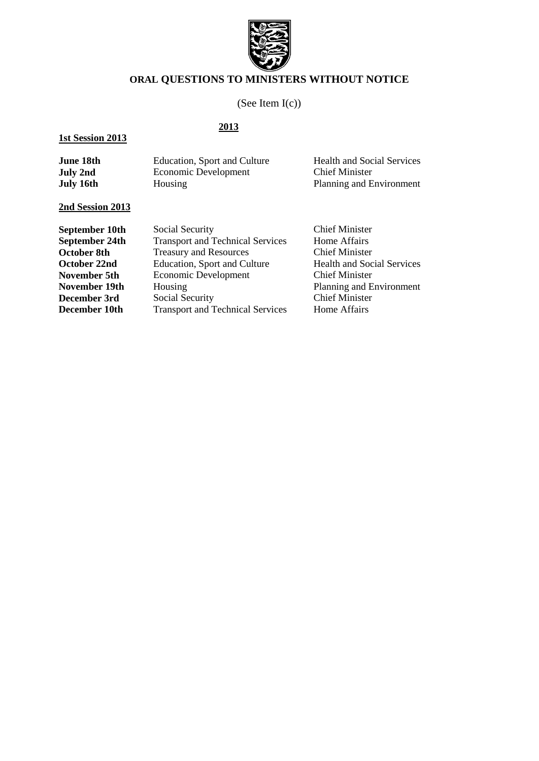# ORAL QUESTIONS TO MINISTERS WITHOUT NOTICE

(See Item I(c))

**2013**

**1st Session 2013**

| | | |
|---|---|---|
| **June 18th** | Education, Sport and Culture | Health and Social Services |
| **July 2nd** | Economic Development | Chief Minister |
| **July 16th** | Housing | Planning and Environment |

**2nd Session 2013**

| | | |
|---|---|---|
| **September 10th** | Social Security | Chief Minister |
| **September 24th** | Transport and Technical Services | Home Affairs |
| **October 8th** | Treasury and Resources | Chief Minister |
| **October 22nd** | Education, Sport and Culture | Health and Social Services |
| **November 5th** | Economic Development | Chief Minister |
| **November 19th** | Housing | Planning and Environment |
| **December 3rd** | Social Security | Chief Minister |
| **December 10th** | Transport and Technical Services | Home Affairs |